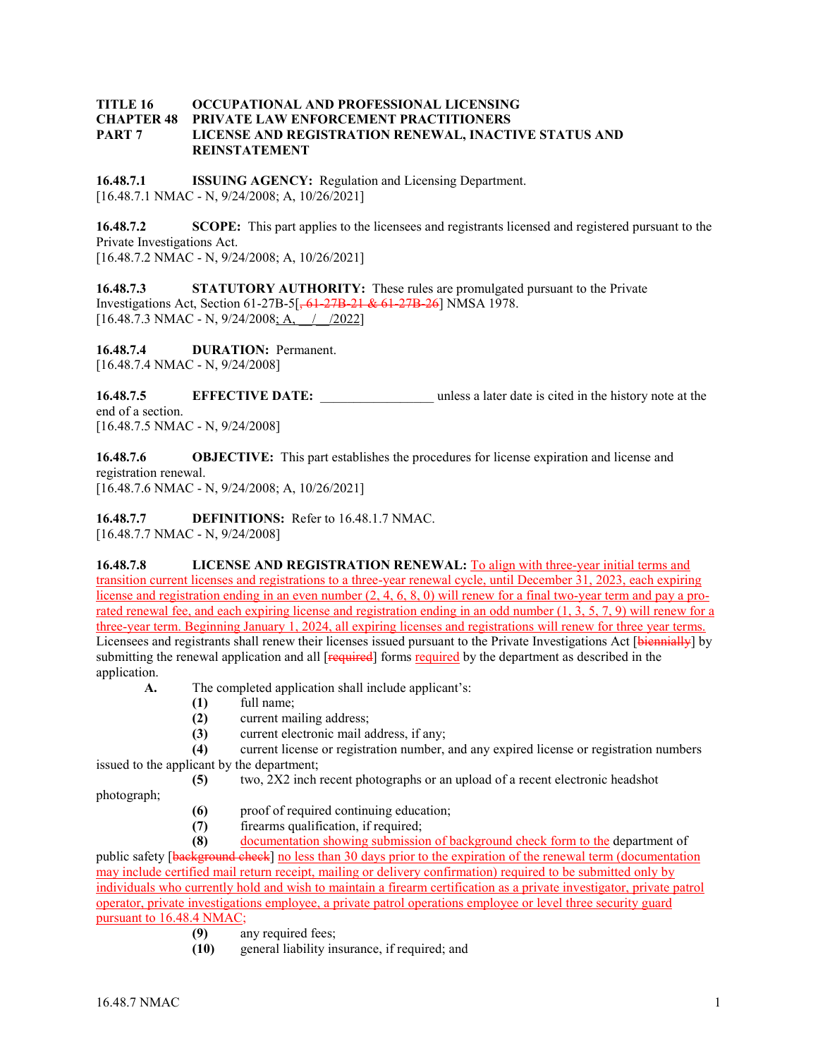**TITLE 16 OCCUPATIONAL AND PROFESSIONAL LICENSING**
**CHAPTER 48 PRIVATE LAW ENFORCEMENT PRACTITIONERS**
**PART 7 LICENSE AND REGISTRATION RENEWAL, INACTIVE STATUS AND REINSTATEMENT**

**16.48.7.1 ISSUING AGENCY:** Regulation and Licensing Department.
[16.48.7.1 NMAC - N, 9/24/2008; A, 10/26/2021]

**16.48.7.2 SCOPE:** This part applies to the licensees and registrants licensed and registered pursuant to the Private Investigations Act.
[16.48.7.2 NMAC - N, 9/24/2008; A, 10/26/2021]

**16.48.7.3 STATUTORY AUTHORITY:** These rules are promulgated pursuant to the Private Investigations Act, Section 61-27B-5[~~, 61-27B-21 & 61-27B-26~~] NMSA 1978.
[16.48.7.3 NMAC - N, 9/24/2008; A, __/__/2022]

**16.48.7.4 DURATION:** Permanent.
[16.48.7.4 NMAC - N, 9/24/2008]

**16.48.7.5 EFFECTIVE DATE:** _________________ unless a later date is cited in the history note at the end of a section.
[16.48.7.5 NMAC - N, 9/24/2008]

**16.48.7.6 OBJECTIVE:** This part establishes the procedures for license expiration and license and registration renewal.
[16.48.7.6 NMAC - N, 9/24/2008; A, 10/26/2021]

**16.48.7.7 DEFINITIONS:** Refer to 16.48.1.7 NMAC.
[16.48.7.7 NMAC - N, 9/24/2008]

**16.48.7.8 LICENSE AND REGISTRATION RENEWAL:** To align with three-year initial terms and transition current licenses and registrations to a three-year renewal cycle, until December 31, 2023, each expiring license and registration ending in an even number (2, 4, 6, 8, 0) will renew for a final two-year term and pay a pro-rated renewal fee, and each expiring license and registration ending in an odd number (1, 3, 5, 7, 9) will renew for a three-year term. Beginning January 1, 2024, all expiring licenses and registrations will renew for three year terms. Licensees and registrants shall renew their licenses issued pursuant to the Private Investigations Act [~~biennially~~] by submitting the renewal application and all [~~required~~] forms required by the department as described in the application.

**A.** The completed application shall include applicant's:

**(1)** full name;

**(2)** current mailing address;

**(3)** current electronic mail address, if any;

**(4)** current license or registration number, and any expired license or registration numbers issued to the applicant by the department;

**(5)** two, 2X2 inch recent photographs or an upload of a recent electronic headshot photograph;

**(6)** proof of required continuing education;

**(7)** firearms qualification, if required;

**(8)** documentation showing submission of background check form to the department of public safety [~~background check~~] no less than 30 days prior to the expiration of the renewal term (documentation may include certified mail return receipt, mailing or delivery confirmation) required to be submitted only by individuals who currently hold and wish to maintain a firearm certification as a private investigator, private patrol operator, private investigations employee, a private patrol operations employee or level three security guard pursuant to 16.48.4 NMAC;

**(9)** any required fees;

**(10)** general liability insurance, if required; and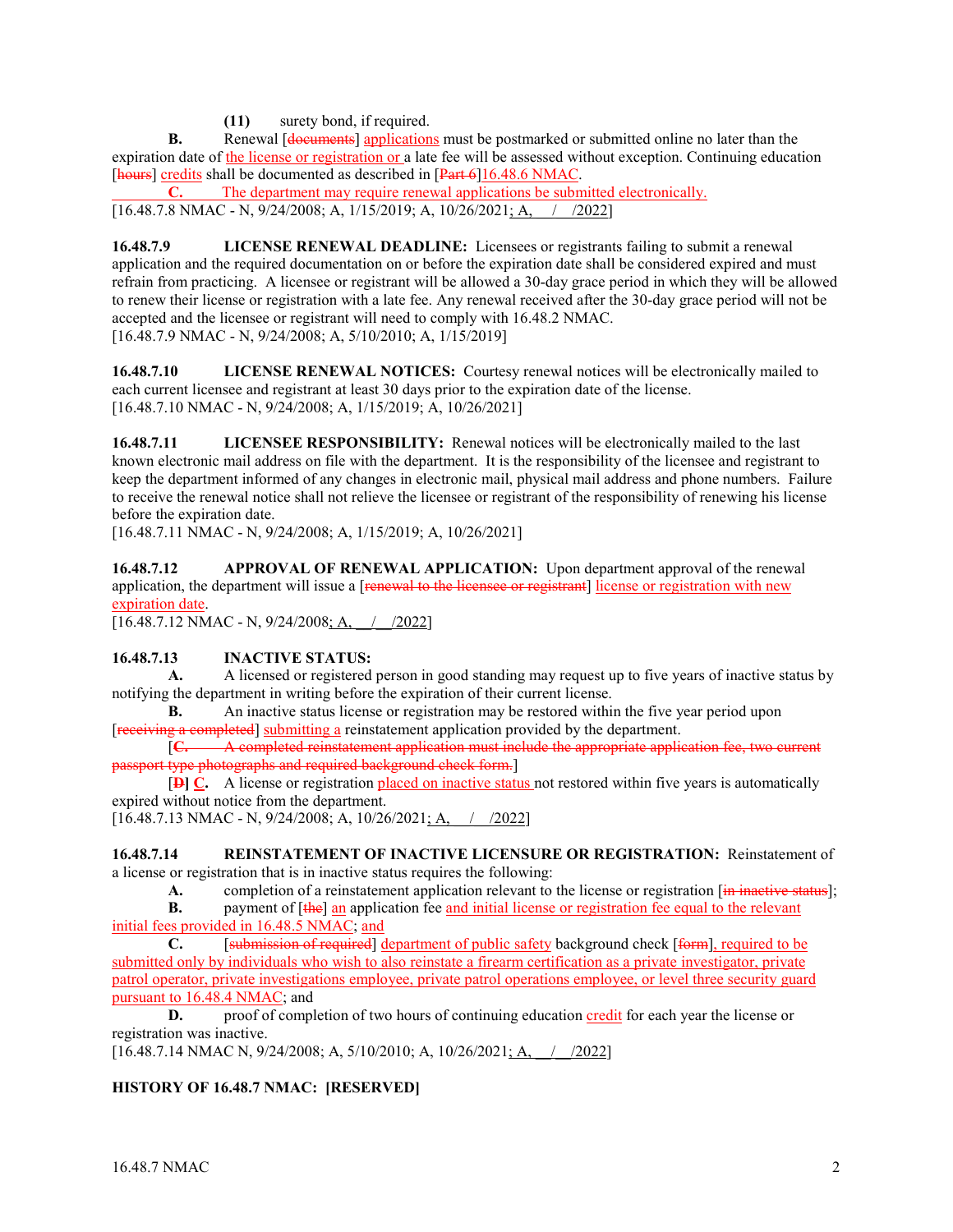**(11)** surety bond, if required.

**B.** Renewal [documents] applications must be postmarked or submitted online no later than the expiration date of the license or registration or a late fee will be assessed without exception. Continuing education [hours] credits shall be documented as described in [Part 6]16.48.6 NMAC.

**C.** The department may require renewal applications be submitted electronically.

[16.48.7.8 NMAC - N, 9/24/2008; A, 1/15/2019; A, 10/26/2021; A, / /2022]

**16.48.7.9 LICENSE RENEWAL DEADLINE:** Licensees or registrants failing to submit a renewal application and the required documentation on or before the expiration date shall be considered expired and must refrain from practicing. A licensee or registrant will be allowed a 30-day grace period in which they will be allowed to renew their license or registration with a late fee. Any renewal received after the 30-day grace period will not be accepted and the licensee or registrant will need to comply with 16.48.2 NMAC.

[16.48.7.9 NMAC - N, 9/24/2008; A, 5/10/2010; A, 1/15/2019]

**16.48.7.10 LICENSE RENEWAL NOTICES:** Courtesy renewal notices will be electronically mailed to each current licensee and registrant at least 30 days prior to the expiration date of the license.

[16.48.7.10 NMAC - N, 9/24/2008; A, 1/15/2019; A, 10/26/2021]

**16.48.7.11 LICENSEE RESPONSIBILITY:** Renewal notices will be electronically mailed to the last known electronic mail address on file with the department. It is the responsibility of the licensee and registrant to keep the department informed of any changes in electronic mail, physical mail address and phone numbers. Failure to receive the renewal notice shall not relieve the licensee or registrant of the responsibility of renewing his license before the expiration date.

[16.48.7.11 NMAC - N, 9/24/2008; A, 1/15/2019; A, 10/26/2021]

**16.48.7.12 APPROVAL OF RENEWAL APPLICATION:** Upon department approval of the renewal application, the department will issue a [renewal to the licensee or registrant] license or registration with new expiration date.

[16.48.7.12 NMAC - N, 9/24/2008; A, __/__/2022]

**16.48.7.13 INACTIVE STATUS:**

**A.** A licensed or registered person in good standing may request up to five years of inactive status by notifying the department in writing before the expiration of their current license.

**B.** An inactive status license or registration may be restored within the five year period upon [receiving a completed] submitting a reinstatement application provided by the department.

[**C.** A completed reinstatement application must include the appropriate application fee, two current passport type photographs and required background check form.]

[**D**] **C.** A license or registration placed on inactive status not restored within five years is automatically expired without notice from the department.

[16.48.7.13 NMAC - N, 9/24/2008; A, 10/26/2021; A, / /2022]

**16.48.7.14 REINSTATEMENT OF INACTIVE LICENSURE OR REGISTRATION:** Reinstatement of a license or registration that is in inactive status requires the following:

**A.** completion of a reinstatement application relevant to the license or registration [in inactive status];

**B.** payment of [the] an application fee and initial license or registration fee equal to the relevant initial fees provided in 16.48.5 NMAC; and

**C.** [submission of required] department of public safety background check [form], required to be submitted only by individuals who wish to also reinstate a firearm certification as a private investigator, private patrol operator, private investigations employee, private patrol operations employee, or level three security guard pursuant to 16.48.4 NMAC; and

**D.** proof of completion of two hours of continuing education credit for each year the license or registration was inactive.

[16.48.7.14 NMAC N, 9/24/2008; A, 5/10/2010; A, 10/26/2021; A, __/__/2022]

**HISTORY OF 16.48.7 NMAC: [RESERVED]**